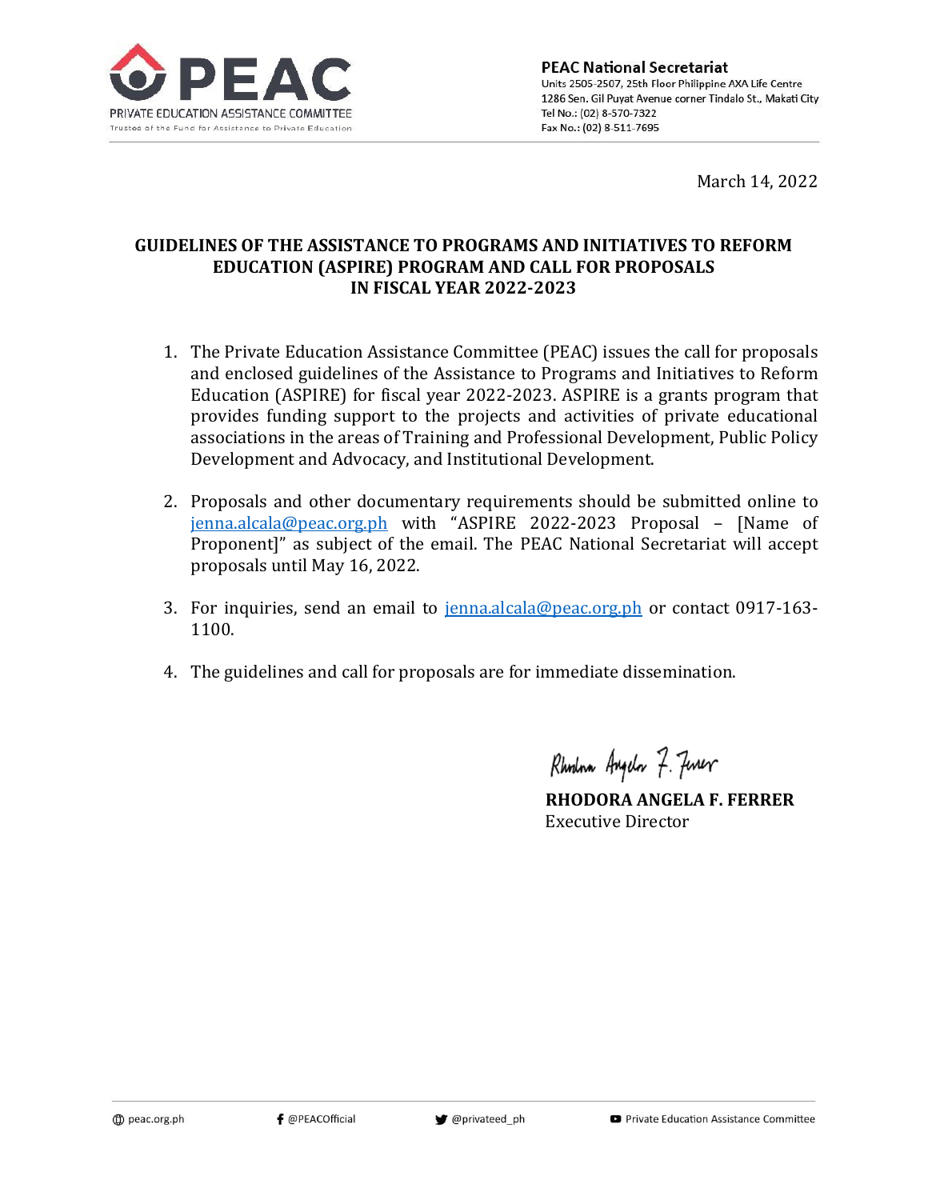PEAC
PRIVATE EDUCATION ASSISTANCE COMMITTEE
Trustee of the Fund for Assistance to Private Education

**PEAC National Secretariat**
Units 2505-2507, 25th Floor Philippine AXA Life Centre
1286 Sen. Gil Puyat Avenue corner Tindalo St., Makati City
Tel No.: (02) 8-570-7322
Fax No.: (02) 8-511-7695

March 14, 2022

## GUIDELINES OF THE ASSISTANCE TO PROGRAMS AND INITIATIVES TO REFORM EDUCATION (ASPIRE) PROGRAM AND CALL FOR PROPOSALS IN FISCAL YEAR 2022-2023

1. The Private Education Assistance Committee (PEAC) issues the call for proposals and enclosed guidelines of the Assistance to Programs and Initiatives to Reform Education (ASPIRE) for fiscal year 2022-2023. ASPIRE is a grants program that provides funding support to the projects and activities of private educational associations in the areas of Training and Professional Development, Public Policy Development and Advocacy, and Institutional Development.

2. Proposals and other documentary requirements should be submitted online to jenna.alcala@peac.org.ph with "ASPIRE 2022-2023 Proposal – [Name of Proponent]" as subject of the email. The PEAC National Secretariat will accept proposals until May 16, 2022.

3. For inquiries, send an email to jenna.alcala@peac.org.ph or contact 0917-163-1100.

4. The guidelines and call for proposals are for immediate dissemination.

**RHODORA ANGELA F. FERRER**
Executive Director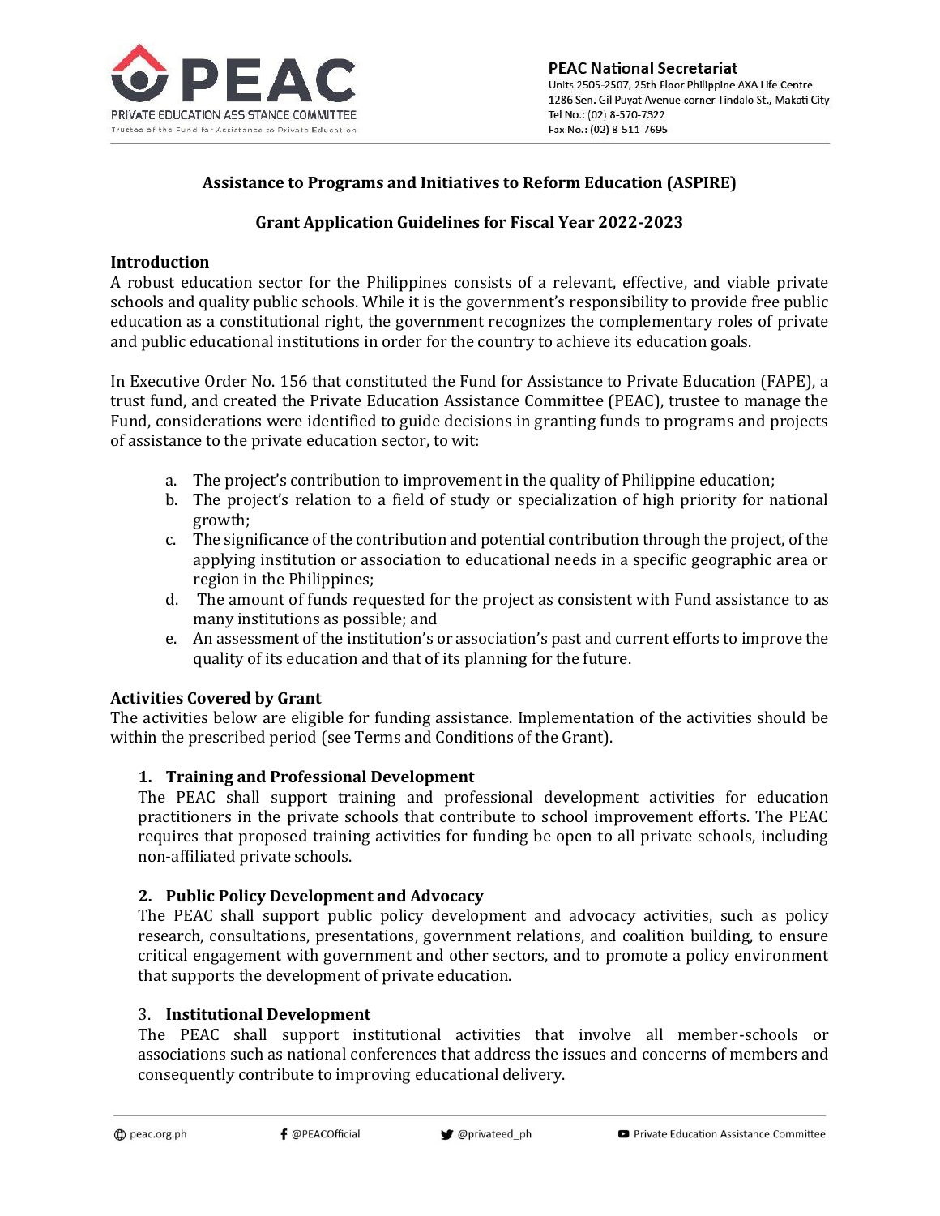## Assistance to Programs and Initiatives to Reform Education (ASPIRE)

## Grant Application Guidelines for Fiscal Year 2022-2023

### Introduction

A robust education sector for the Philippines consists of a relevant, effective, and viable private schools and quality public schools. While it is the government's responsibility to provide free public education as a constitutional right, the government recognizes the complementary roles of private and public educational institutions in order for the country to achieve its education goals.

In Executive Order No. 156 that constituted the Fund for Assistance to Private Education (FAPE), a trust fund, and created the Private Education Assistance Committee (PEAC), trustee to manage the Fund, considerations were identified to guide decisions in granting funds to programs and projects of assistance to the private education sector, to wit:

a. The project's contribution to improvement in the quality of Philippine education;
b. The project's relation to a field of study or specialization of high priority for national growth;
c. The significance of the contribution and potential contribution through the project, of the applying institution or association to educational needs in a specific geographic area or region in the Philippines;
d. The amount of funds requested for the project as consistent with Fund assistance to as many institutions as possible; and
e. An assessment of the institution's or association's past and current efforts to improve the quality of its education and that of its planning for the future.

### Activities Covered by Grant

The activities below are eligible for funding assistance. Implementation of the activities should be within the prescribed period (see Terms and Conditions of the Grant).

#### 1. Training and Professional Development

The PEAC shall support training and professional development activities for education practitioners in the private schools that contribute to school improvement efforts. The PEAC requires that proposed training activities for funding be open to all private schools, including non-affiliated private schools.

#### 2. Public Policy Development and Advocacy

The PEAC shall support public policy development and advocacy activities, such as policy research, consultations, presentations, government relations, and coalition building, to ensure critical engagement with government and other sectors, and to promote a policy environment that supports the development of private education.

#### 3. Institutional Development

The PEAC shall support institutional activities that involve all member-schools or associations such as national conferences that address the issues and concerns of members and consequently contribute to improving educational delivery.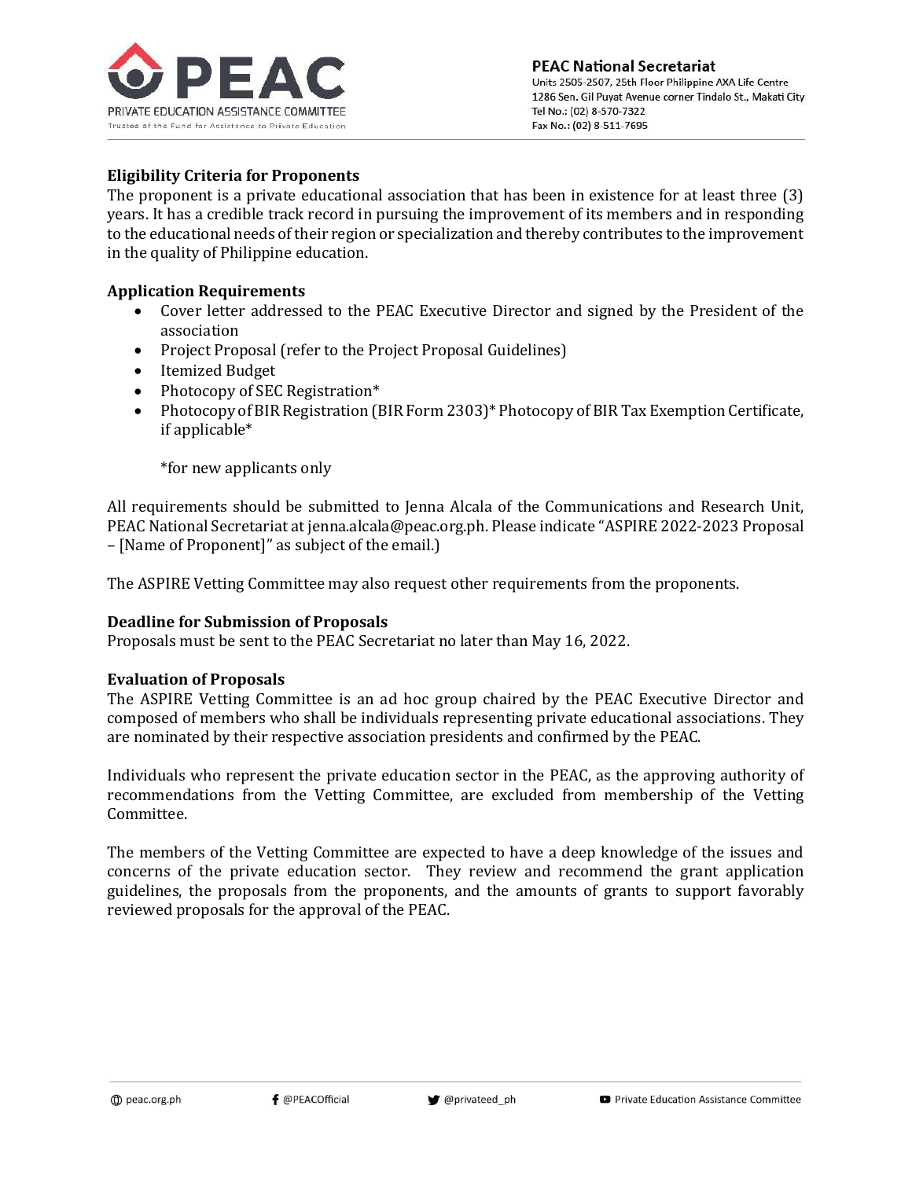**Eligibility Criteria for Proponents**

The proponent is a private educational association that has been in existence for at least three (3) years. It has a credible track record in pursuing the improvement of its members and in responding to the educational needs of their region or specialization and thereby contributes to the improvement in the quality of Philippine education.

**Application Requirements**

- Cover letter addressed to the PEAC Executive Director and signed by the President of the association
- Project Proposal (refer to the Project Proposal Guidelines)
- Itemized Budget
- Photocopy of SEC Registration*
- Photocopy of BIR Registration (BIR Form 2303)* Photocopy of BIR Tax Exemption Certificate, if applicable*

  *for new applicants only

All requirements should be submitted to Jenna Alcala of the Communications and Research Unit, PEAC National Secretariat at jenna.alcala@peac.org.ph. Please indicate "ASPIRE 2022-2023 Proposal – [Name of Proponent]" as subject of the email.)

The ASPIRE Vetting Committee may also request other requirements from the proponents.

**Deadline for Submission of Proposals**

Proposals must be sent to the PEAC Secretariat no later than May 16, 2022.

**Evaluation of Proposals**

The ASPIRE Vetting Committee is an ad hoc group chaired by the PEAC Executive Director and composed of members who shall be individuals representing private educational associations. They are nominated by their respective association presidents and confirmed by the PEAC.

Individuals who represent the private education sector in the PEAC, as the approving authority of recommendations from the Vetting Committee, are excluded from membership of the Vetting Committee.

The members of the Vetting Committee are expected to have a deep knowledge of the issues and concerns of the private education sector. They review and recommend the grant application guidelines, the proposals from the proponents, and the amounts of grants to support favorably reviewed proposals for the approval of the PEAC.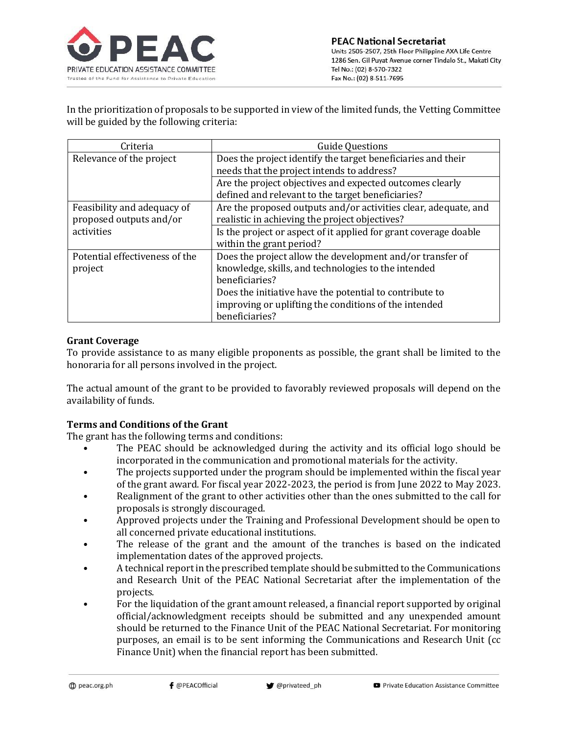In the prioritization of proposals to be supported in view of the limited funds, the Vetting Committee will be guided by the following criteria:

| Criteria | Guide Questions |
| --- | --- |
| Relevance of the project | Does the project identify the target beneficiaries and their needs that the project intends to address? |
| | Are the project objectives and expected outcomes clearly defined and relevant to the target beneficiaries? |
| Feasibility and adequacy of proposed outputs and/or activities | Are the proposed outputs and/or activities clear, adequate, and realistic in achieving the project objectives? |
| | Is the project or aspect of it applied for grant coverage doable within the grant period? |
| Potential effectiveness of the project | Does the project allow the development and/or transfer of knowledge, skills, and technologies to the intended beneficiaries? Does the initiative have the potential to contribute to improving or uplifting the conditions of the intended beneficiaries? |

**Grant Coverage**

To provide assistance to as many eligible proponents as possible, the grant shall be limited to the honoraria for all persons involved in the project.

The actual amount of the grant to be provided to favorably reviewed proposals will depend on the availability of funds.

**Terms and Conditions of the Grant**

The grant has the following terms and conditions:

- The PEAC should be acknowledged during the activity and its official logo should be incorporated in the communication and promotional materials for the activity.
- The projects supported under the program should be implemented within the fiscal year of the grant award. For fiscal year 2022-2023, the period is from June 2022 to May 2023.
- Realignment of the grant to other activities other than the ones submitted to the call for proposals is strongly discouraged.
- Approved projects under the Training and Professional Development should be open to all concerned private educational institutions.
- The release of the grant and the amount of the tranches is based on the indicated implementation dates of the approved projects.
- A technical report in the prescribed template should be submitted to the Communications and Research Unit of the PEAC National Secretariat after the implementation of the projects.
- For the liquidation of the grant amount released, a financial report supported by original official/acknowledgment receipts should be submitted and any unexpended amount should be returned to the Finance Unit of the PEAC National Secretariat. For monitoring purposes, an email is to be sent informing the Communications and Research Unit (cc Finance Unit) when the financial report has been submitted.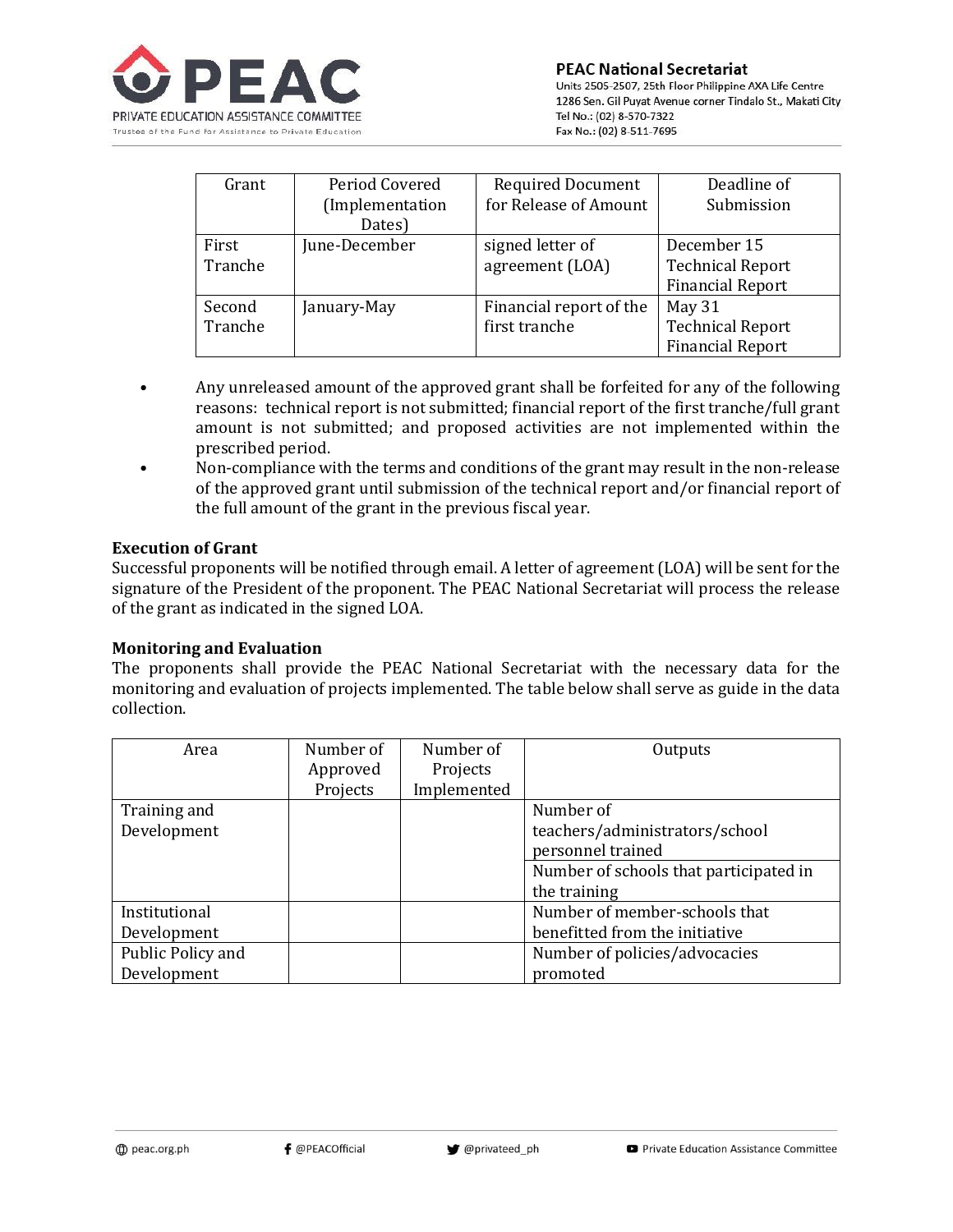| Grant | Period Covered (Implementation Dates) | Required Document for Release of Amount | Deadline of Submission |
| --- | --- | --- | --- |
| First Tranche | June-December | signed letter of agreement (LOA) | December 15<br>Technical Report<br>Financial Report |
| Second Tranche | January-May | Financial report of the first tranche | May 31<br>Technical Report<br>Financial Report |

- Any unreleased amount of the approved grant shall be forfeited for any of the following reasons: technical report is not submitted; financial report of the first tranche/full grant amount is not submitted; and proposed activities are not implemented within the prescribed period.
- Non-compliance with the terms and conditions of the grant may result in the non-release of the approved grant until submission of the technical report and/or financial report of the full amount of the grant in the previous fiscal year.

**Execution of Grant**

Successful proponents will be notified through email. A letter of agreement (LOA) will be sent for the signature of the President of the proponent. The PEAC National Secretariat will process the release of the grant as indicated in the signed LOA.

**Monitoring and Evaluation**

The proponents shall provide the PEAC National Secretariat with the necessary data for the monitoring and evaluation of projects implemented. The table below shall serve as guide in the data collection.

| Area | Number of Approved Projects | Number of Projects Implemented | Outputs |
| --- | --- | --- | --- |
| Training and Development | | | Number of teachers/administrators/school personnel trained |
| | | | Number of schools that participated in the training |
| Institutional Development | | | Number of member-schools that benefitted from the initiative |
| Public Policy and Development | | | Number of policies/advocacies promoted |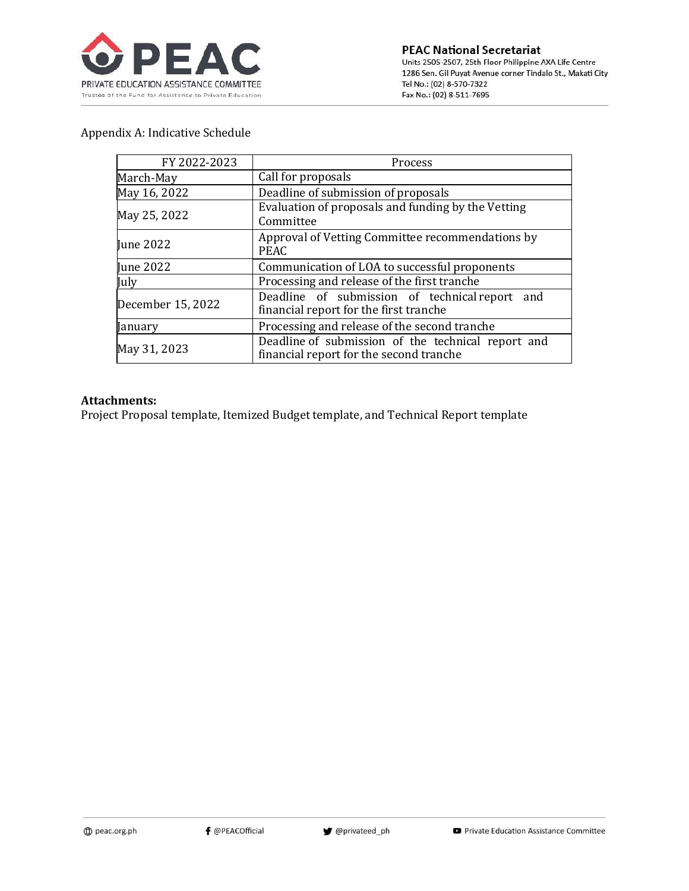Appendix A: Indicative Schedule

| FY 2022-2023 | Process |
|---|---|
| March-May | Call for proposals |
| May 16, 2022 | Deadline of submission of proposals |
| May 25, 2022 | Evaluation of proposals and funding by the Vetting Committee |
| June 2022 | Approval of Vetting Committee recommendations by PEAC |
| June 2022 | Communication of LOA to successful proponents |
| July | Processing and release of the first tranche |
| December 15, 2022 | Deadline of submission of technical report and financial report for the first tranche |
| January | Processing and release of the second tranche |
| May 31, 2023 | Deadline of submission of the technical report and financial report for the second tranche |

**Attachments:**
Project Proposal template, Itemized Budget template, and Technical Report template